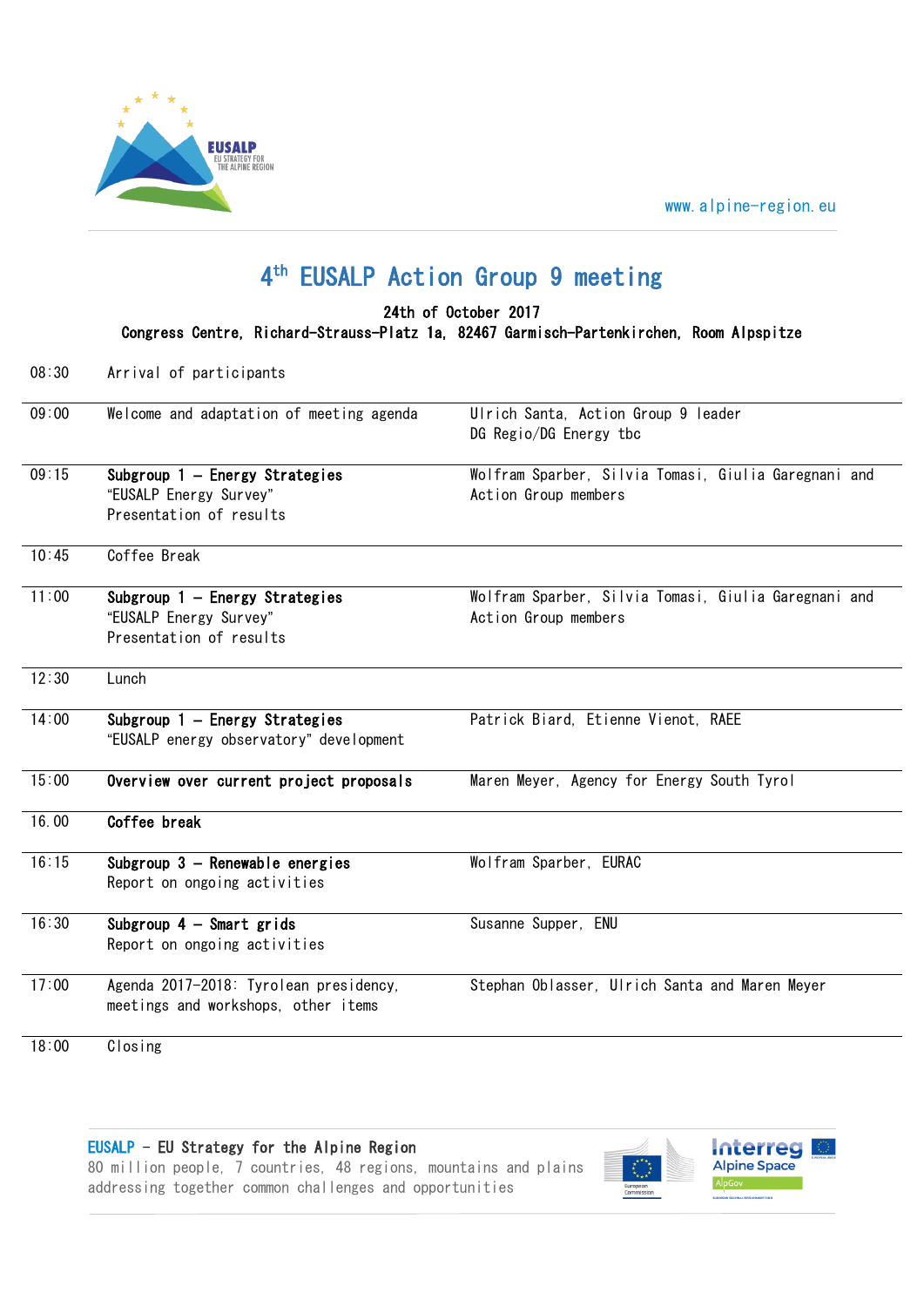www.alpine-region.eu

# 4th EUSALP Action Group 9 meeting

**24th of October 2017**
**Congress Centre, Richard-Strauss-Platz 1a, 82467 Garmisch-Partenkirchen, Room Alpspitze**

| | | |
|---|---|---|
| 08:30 | Arrival of participants | |
| 09:00 | Welcome and adaptation of meeting agenda | Ulrich Santa, Action Group 9 leader<br>DG Regio/DG Energy tbc |
| 09:15 | **Subgroup 1 – Energy Strategies**<br>"EUSALP Energy Survey"<br>Presentation of results | Wolfram Sparber, Silvia Tomasi, Giulia Garegnani and Action Group members |
| 10:45 | Coffee Break | |
| 11:00 | **Subgroup 1 – Energy Strategies**<br>"EUSALP Energy Survey"<br>Presentation of results | Wolfram Sparber, Silvia Tomasi, Giulia Garegnani and Action Group members |
| 12:30 | Lunch | |
| 14:00 | **Subgroup 1 – Energy Strategies**<br>"EUSALP energy observatory" development | Patrick Biard, Etienne Vienot, RAEE |
| 15:00 | **Overview over current project proposals** | Maren Meyer, Agency for Energy South Tyrol |
| 16.00 | **Coffee break** | |
| 16:15 | **Subgroup 3 – Renewable energies**<br>Report on ongoing activities | Wolfram Sparber, EURAC |
| 16:30 | **Subgroup 4 – Smart grids**<br>Report on ongoing activities | Susanne Supper, ENU |
| 17:00 | Agenda 2017-2018: Tyrolean presidency, meetings and workshops, other items | Stephan Oblasser, Ulrich Santa and Maren Meyer |
| 18:00 | Closing | |

EUSALP - EU Strategy for the Alpine Region
80 million people, 7 countries, 48 regions, mountains and plains addressing together common challenges and opportunities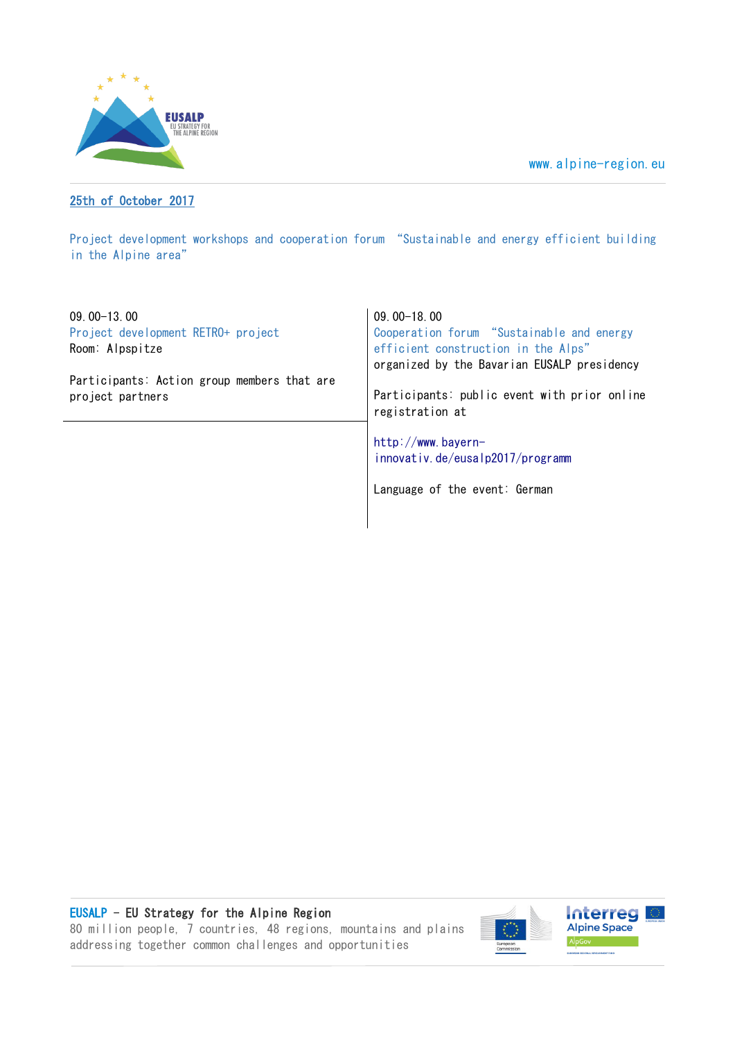25th of October 2017

Project development workshops and cooperation forum "Sustainable and energy efficient building in the Alpine area"

| | |
|---|---|
| 09.00-13.00<br>Project development RETRO+ project<br>Room: Alpspitze<br><br>Participants: Action group members that are project partners | 09.00-18.00<br>Cooperation forum "Sustainable and energy efficient construction in the Alps"<br>organized by the Bavarian EUSALP presidency<br><br>Participants: public event with prior online registration at<br><br>http://www.bayern-innovativ.de/eusalp2017/programm<br><br>Language of the event: German |

**EUSALP** – EU Strategy for the Alpine Region
80 million people, 7 countries, 48 regions, mountains and plains addressing together common challenges and opportunities